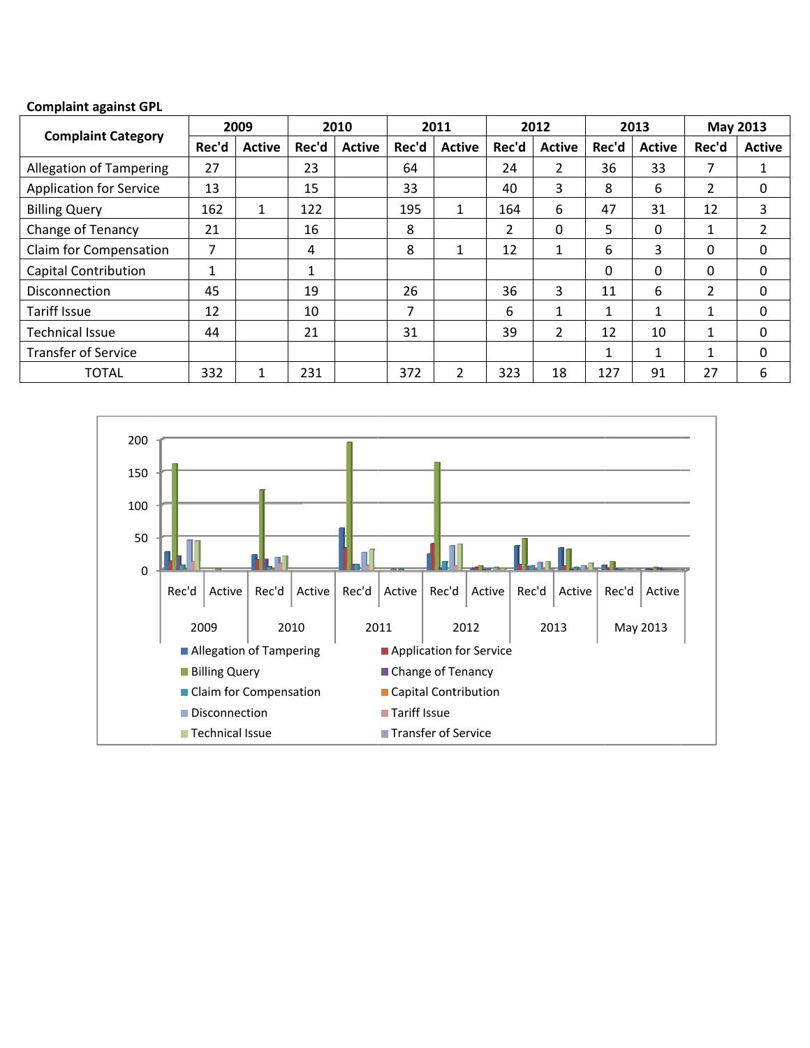**Complaint against GPL**

| Complaint Category | 2009 | | 2010 | | 2011 | | 2012 | | 2013 | | May 2013 | |
|---|---|---|---|---|---|---|---|---|---|---|---|---|
| | Rec'd | Active | Rec'd | Active | Rec'd | Active | Rec'd | Active | Rec'd | Active | Rec'd | Active |
| Allegation of Tampering | 27 | | 23 | | 64 | | 24 | 2 | 36 | 33 | 7 | 1 |
| Application for Service | 13 | | 15 | | 33 | | 40 | 3 | 8 | 6 | 2 | 0 |
| Billing Query | 162 | 1 | 122 | | 195 | 1 | 164 | 6 | 47 | 31 | 12 | 3 |
| Change of Tenancy | 21 | | 16 | | 8 | | 2 | 0 | 5 | 0 | 1 | 2 |
| Claim for Compensation | 7 | | 4 | | 8 | 1 | 12 | 1 | 6 | 3 | 0 | 0 |
| Capital Contribution | 1 | | 1 | | | | | | 0 | 0 | 0 | 0 |
| Disconnection | 45 | | 19 | | 26 | | 36 | 3 | 11 | 6 | 2 | 0 |
| Tariff Issue | 12 | | 10 | | 7 | | 6 | 1 | 1 | 1 | 1 | 0 |
| Technical Issue | 44 | | 21 | | 31 | | 39 | 2 | 12 | 10 | 1 | 0 |
| Transfer of Service | | | | | | | | | 1 | 1 | 1 | 0 |
| TOTAL | 332 | 1 | 231 | | 372 | 2 | 323 | 18 | 127 | 91 | 27 | 6 |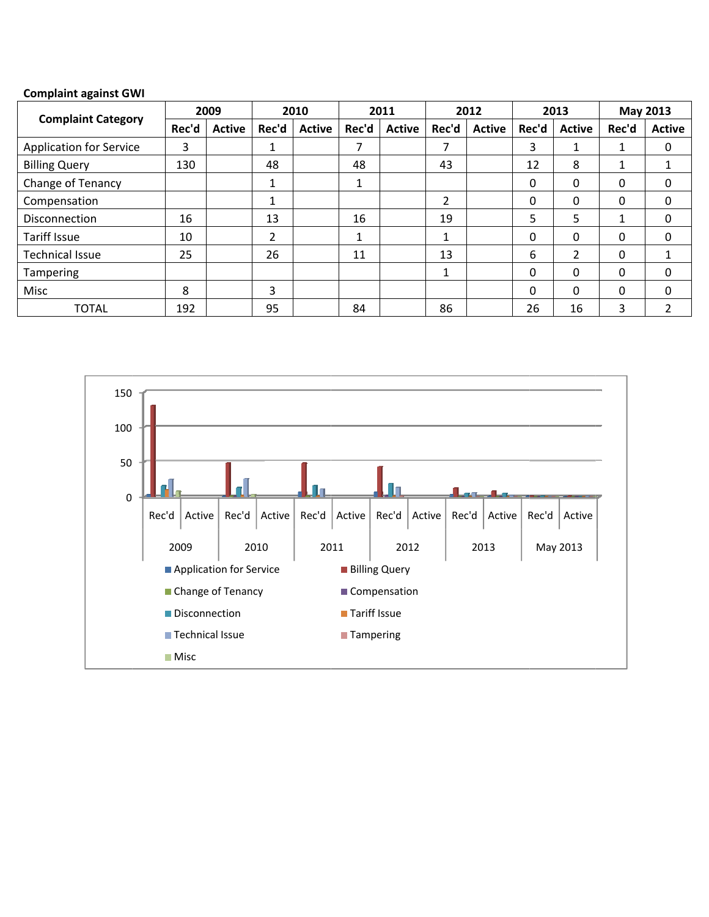**Complaint against GWI**

| Complaint Category | 2009 | | 2010 | | 2011 | | 2012 | | 2013 | | May 2013 | |
|---|---|---|---|---|---|---|---|---|---|---|---|---|
| | Rec'd | Active | Rec'd | Active | Rec'd | Active | Rec'd | Active | Rec'd | Active | Rec'd | Active |
| Application for Service | 3 | | 1 | | 7 | | 7 | | 3 | 1 | 1 | 0 |
| Billing Query | 130 | | 48 | | 48 | | 43 | | 12 | 8 | 1 | 1 |
| Change of Tenancy | | | 1 | | 1 | | | | 0 | 0 | 0 | 0 |
| Compensation | | | 1 | | | | 2 | | 0 | 0 | 0 | 0 |
| Disconnection | 16 | | 13 | | 16 | | 19 | | 5 | 5 | 1 | 0 |
| Tariff Issue | 10 | | 2 | | 1 | | 1 | | 0 | 0 | 0 | 0 |
| Technical Issue | 25 | | 26 | | 11 | | 13 | | 6 | 2 | 0 | 1 |
| Tampering | | | | | | | 1 | | 0 | 0 | 0 | 0 |
| Misc | 8 | | 3 | | | | | | 0 | 0 | 0 | 0 |
| TOTAL | 192 | | 95 | | 84 | | 86 | | 26 | 16 | 3 | 2 |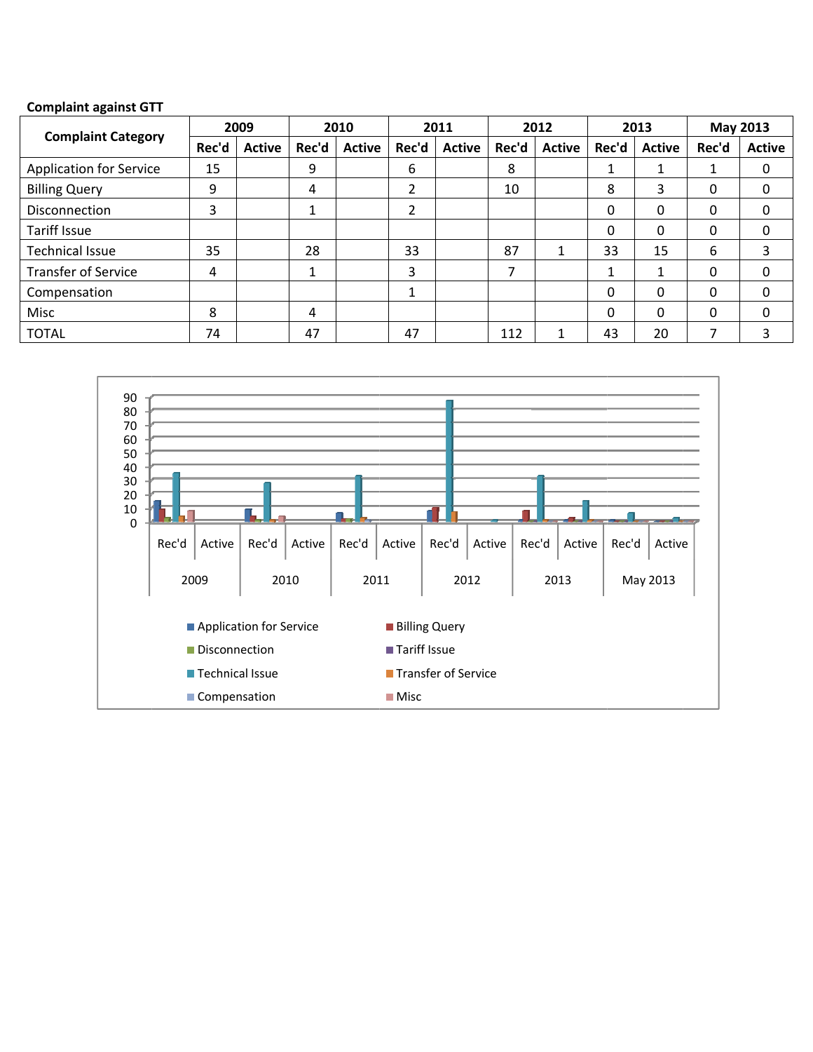**Complaint against GTT**

| Complaint Category | 2009 | | 2010 | | 2011 | | 2012 | | 2013 | | May 2013 | |
|---|---|---|---|---|---|---|---|---|---|---|---|---|
| | Rec'd | Active | Rec'd | Active | Rec'd | Active | Rec'd | Active | Rec'd | Active | Rec'd | Active |
| Application for Service | 15 | | 9 | | 6 | | 8 | | 1 | 1 | 1 | 0 |
| Billing Query | 9 | | 4 | | 2 | | 10 | | 8 | 3 | 0 | 0 |
| Disconnection | 3 | | 1 | | 2 | | | | 0 | 0 | 0 | 0 |
| Tariff Issue | | | | | | | | | 0 | 0 | 0 | 0 |
| Technical Issue | 35 | | 28 | | 33 | | 87 | 1 | 33 | 15 | 6 | 3 |
| Transfer of Service | 4 | | 1 | | 3 | | 7 | | 1 | 1 | 0 | 0 |
| Compensation | | | | | 1 | | | | 0 | 0 | 0 | 0 |
| Misc | 8 | | 4 | | | | | | 0 | 0 | 0 | 0 |
| TOTAL | 74 | | 47 | | 47 | | 112 | 1 | 43 | 20 | 7 | 3 |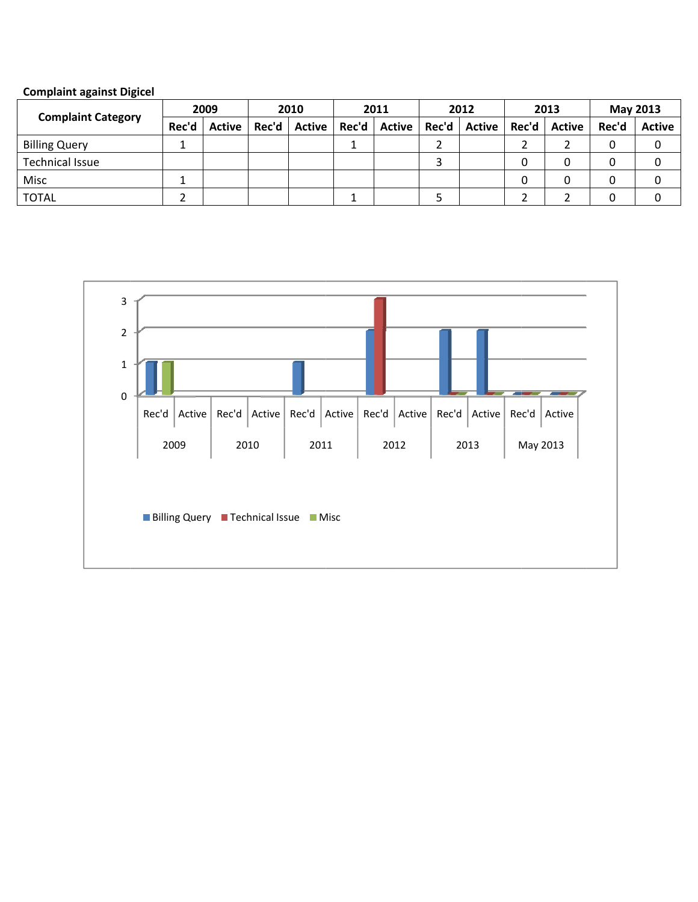**Complaint against Digicel**

| Complaint Category | 2009 | | 2010 | | 2011 | | 2012 | | 2013 | | May 2013 | |
|---|---|---|---|---|---|---|---|---|---|---|---|---|
| | Rec'd | Active | Rec'd | Active | Rec'd | Active | Rec'd | Active | Rec'd | Active | Rec'd | Active |
| Billing Query | 1 | | | | 1 | | 2 | | 2 | 2 | 0 | 0 |
| Technical Issue | | | | | | | 3 | | 0 | 0 | 0 | 0 |
| Misc | 1 | | | | | | | | 0 | 0 | 0 | 0 |
| TOTAL | 2 | | | | 1 | | 5 | | 2 | 2 | 0 | 0 |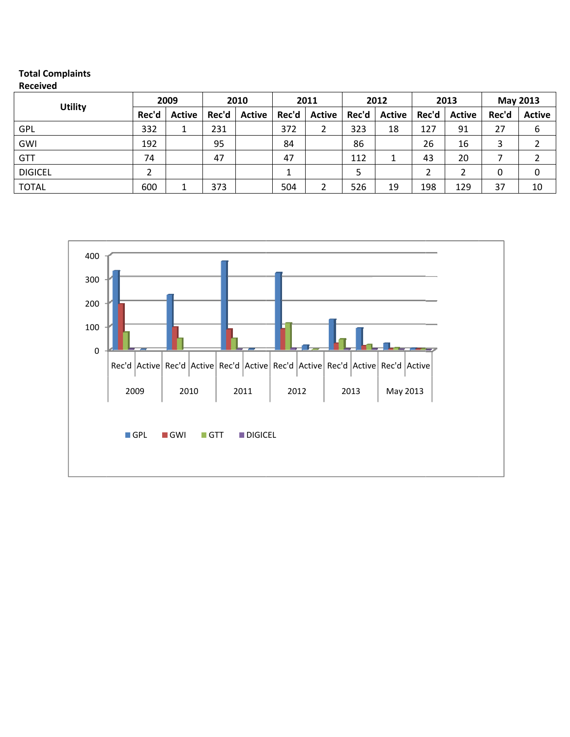**Total Complaints Received**

| Utility | 2009 | | 2010 | | 2011 | | 2012 | | 2013 | | May 2013 | |
|---|---|---|---|---|---|---|---|---|---|---|---|---|
| | Rec'd | Active | Rec'd | Active | Rec'd | Active | Rec'd | Active | Rec'd | Active | Rec'd | Active |
| GPL | 332 | 1 | 231 | | 372 | 2 | 323 | 18 | 127 | 91 | 27 | 6 |
| GWI | 192 | | 95 | | 84 | | 86 | | 26 | 16 | 3 | 2 |
| GTT | 74 | | 47 | | 47 | | 112 | 1 | 43 | 20 | 7 | 2 |
| DIGICEL | 2 | | | | 1 | | 5 | | 2 | 2 | 0 | 0 |
| TOTAL | 600 | 1 | 373 | | 504 | 2 | 526 | 19 | 198 | 129 | 37 | 10 |

400
300
200
100
0

Rec'd Active Rec'd Active Rec'd Active Rec'd Active Rec'd Active Rec'd Active

2009 2010 2011 2012 2013 May 2013

GPL GWI GTT DIGICEL